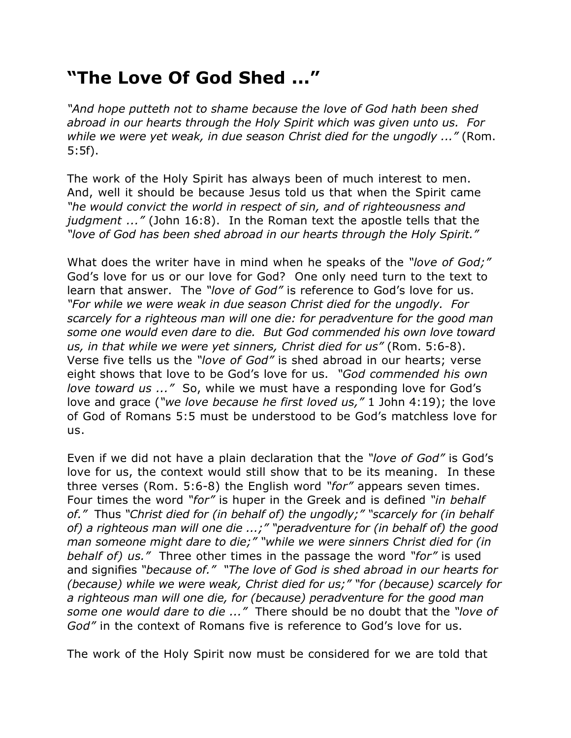# "The Love Of God Shed ..."

*"And hope putteth not to shame because the love of God hath been shed abroad in our hearts through the Holy Spirit which was given unto us. For while we were yet weak, in due season Christ died for the ungodly ..."* (Rom. 5:5f).

The work of the Holy Spirit has always been of much interest to men. And, well it should be because Jesus told us that when the Spirit came *"he would convict the world in respect of sin, and of righteousness and judgment ..."* (John 16:8). In the Roman text the apostle tells that the *"love of God has been shed abroad in our hearts through the Holy Spirit."*

What does the writer have in mind when he speaks of the *"love of God;"* God's love for us or our love for God? One only need turn to the text to learn that answer. The *"love of God"* is reference to God's love for us. *"For while we were weak in due season Christ died for the ungodly. For scarcely for a righteous man will one die: for peradventure for the good man some one would even dare to die. But God commended his own love toward us, in that while we were yet sinners, Christ died for us"* (Rom. 5:6-8). Verse five tells us the *"love of God"* is shed abroad in our hearts; verse eight shows that love to be God's love for us. *"God commended his own love toward us ..."* So, while we must have a responding love for God's love and grace (*"we love because he first loved us,"* 1 John 4:19); the love of God of Romans 5:5 must be understood to be God's matchless love for us.

Even if we did not have a plain declaration that the *"love of God"* is God's love for us, the context would still show that to be its meaning. In these three verses (Rom. 5:6-8) the English word *"for"* appears seven times. Four times the word *"for"* is huper in the Greek and is defined *"in behalf of."* Thus *"Christ died for (in behalf of) the ungodly;" "scarcely for (in behalf of) a righteous man will one die ...;" "peradventure for (in behalf of) the good man someone might dare to die;" "while we were sinners Christ died for (in behalf of) us."* Three other times in the passage the word *"for"* is used and signifies *"because of." "The love of God is shed abroad in our hearts for (because) while we were weak, Christ died for us;" "for (because) scarcely for a righteous man will one die, for (because) peradventure for the good man some one would dare to die ..."* There should be no doubt that the *"love of God"* in the context of Romans five is reference to God's love for us.

The work of the Holy Spirit now must be considered for we are told that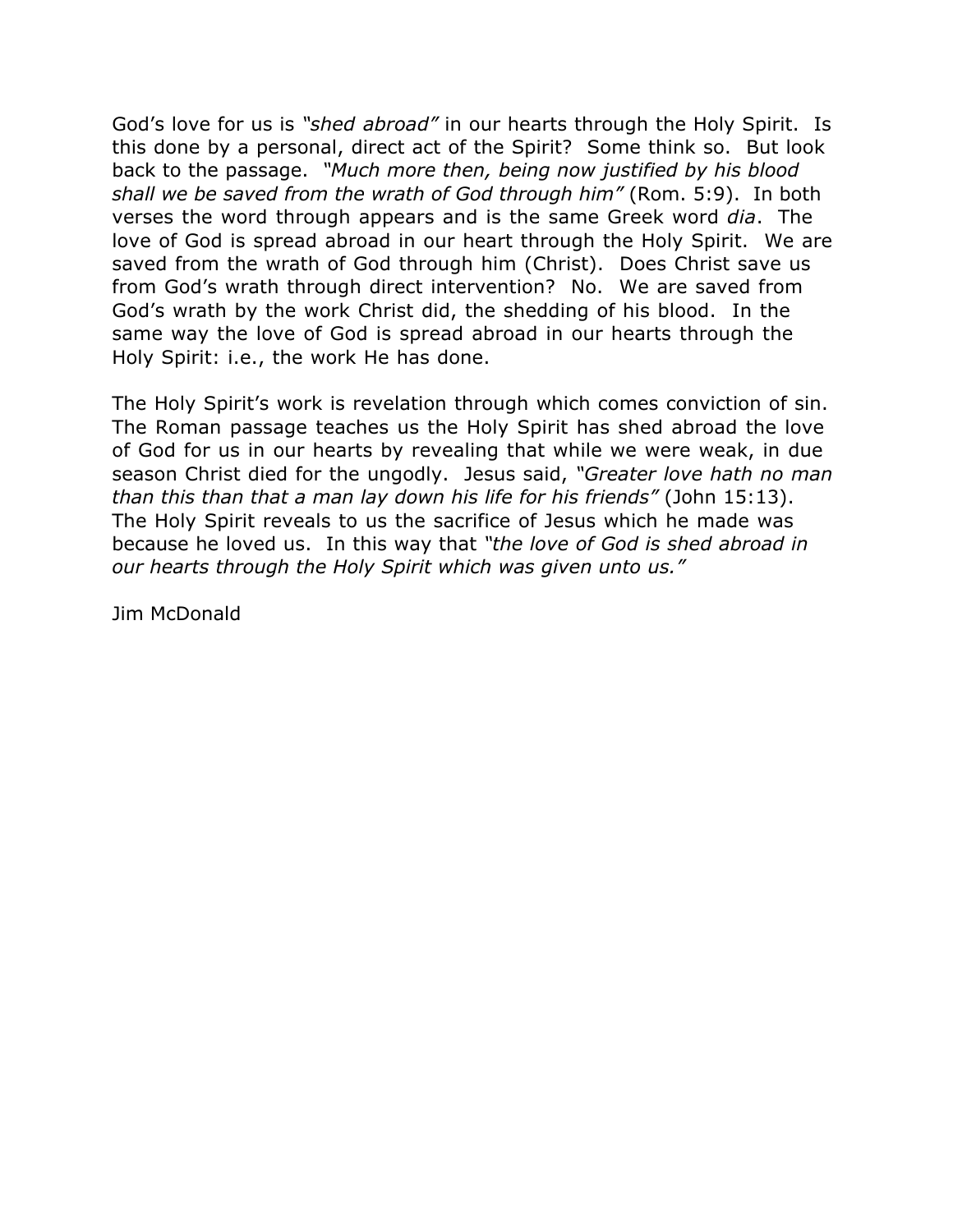God's love for us is *"shed abroad"* in our hearts through the Holy Spirit. Is this done by a personal, direct act of the Spirit? Some think so. But look back to the passage. *"Much more then, being now justified by his blood shall we be saved from the wrath of God through him"* (Rom. 5:9). In both verses the word through appears and is the same Greek word *dia*. The love of God is spread abroad in our heart through the Holy Spirit. We are saved from the wrath of God through him (Christ). Does Christ save us from God's wrath through direct intervention? No. We are saved from God's wrath by the work Christ did, the shedding of his blood. In the same way the love of God is spread abroad in our hearts through the Holy Spirit: i.e., the work He has done.

The Holy Spirit's work is revelation through which comes conviction of sin. The Roman passage teaches us the Holy Spirit has shed abroad the love of God for us in our hearts by revealing that while we were weak, in due season Christ died for the ungodly. Jesus said, *"Greater love hath no man than this than that a man lay down his life for his friends"* (John 15:13). The Holy Spirit reveals to us the sacrifice of Jesus which he made was because he loved us. In this way that *"the love of God is shed abroad in our hearts through the Holy Spirit which was given unto us."*

Jim McDonald